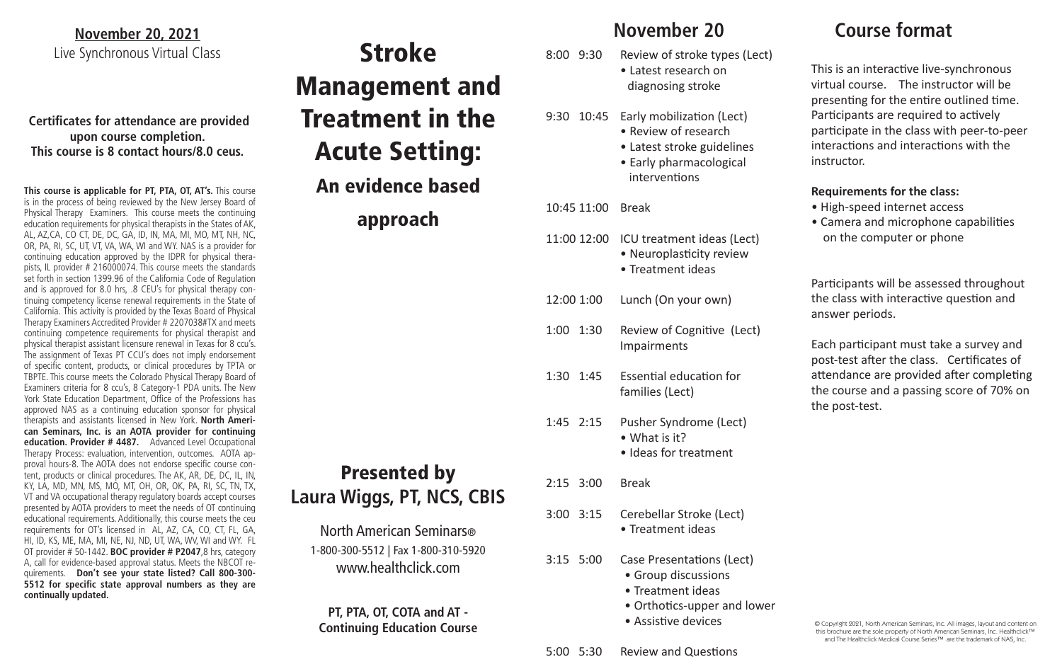**November 20, 2021**

Live Synchronous Virtual Class

**Certificates for attendance are provided upon course completion. This course is 8 contact hours/8.0 ceus.**

**This course is applicable for PT, PTA, OT, AT's.** This course is in the process of being reviewed by the New Jersey Board of Physical Therapy Examiners. This course meets the continuing education requirements for physical therapists in the States of AK, AL, AZ,CA, CO CT, DE, DC, GA, ID, IN, MA, MI, MO, MT, NH, NC, OR, PA, RI, SC, UT, VT, VA, WA, WI and WY. NAS is a provider for continuing education approved by the IDPR for physical therapists, IL provider # 216000074. This course meets the standards set forth in section 1399.96 of the California Code of Regulation and is approved for 8.0 hrs, .8 CEU's for physical therapy continuing competency license renewal requirements in the State of California. This activity is provided by the Texas Board of Physical Therapy Examiners Accredited Provider # 2207038#TX and meets continuing competence requirements for physical therapist and physical therapist assistant licensure renewal in Texas for 8 ccu's. The assignment of Texas PT CCU's does not imply endorsement of specific content, products, or clinical procedures by TPTA or TBPTE. This course meets the Colorado Physical Therapy Board of Examiners criteria for 8 ccu's, 8 Category-1 PDA units. The New York State Education Department, Office of the Professions has approved NAS as a continuing education sponsor for physical therapists and assistants licensed in New York. **North American Seminars, Inc. is an AOTA provider for continuing education. Provider # 4487.** Advanced Level Occupational Therapy Process: evaluation, intervention, outcomes. AOTA approval hours-8. The AOTA does not endorse specific course content, products or clinical procedures. The AK, AR, DE, DC, IL, IN, KY, LA, MD, MN, MS, MO, MT, OH, OR, OK, PA, RI, SC, TN, TX, VT and VA occupational therapy regulatory boards accept courses presented by AOTA providers to meet the needs of OT continuing educational requirements. Additionally, this course meets the ceu requirements for OT's licensed in AL, AZ, CA, CO, CT, FL, GA, HI, ID, KS, ME, MA, MI, NE, NJ, ND, UT, WA, WV, WI and WY. FL OT provider # 50-1442. **BOC provider # P2047**,8 hrs, category A, call for evidence-based approval status. Meets the NBCOT requirements. **Don't see your state listed? Call 800-300-5512 for specific state approval numbers as they are continually updated.**

# Stroke Management and Treatment in the Acute Setting:

## An evidence based approach

## Presented by Laura Wiggs, PT, NCS, CBIS

North American Seminars®

1-800-300-5512 | Fax 1-800-310-5920

www.healthclick.com

**PT, PTA, OT, COTA and AT - Continuing Education Course**

## November 20

| | |
|---|---|
| 8:00 9:30 | Review of stroke types (Lect)<br>• Latest research on diagnosing stroke |
| 9:30 10:45 | Early mobilization (Lect)<br>• Review of research<br>• Latest stroke guidelines<br>• Early pharmacological interventions |
| 10:45 11:00 | Break |
| 11:00 12:00 | ICU treatment ideas (Lect)<br>• Neuroplasticity review<br>• Treatment ideas |
| 12:00 1:00 | Lunch (On your own) |
| 1:00 1:30 | Review of Cognitive (Lect) Impairments |
| 1:30 1:45 | Essential education for families (Lect) |
| 1:45 2:15 | Pusher Syndrome (Lect)<br>• What is it?<br>• Ideas for treatment |
| 2:15 3:00 | Break |
| 3:00 3:15 | Cerebellar Stroke (Lect)<br>• Treatment ideas |
| 3:15 5:00 | Case Presentations (Lect)<br>• Group discussions<br>• Treatment ideas<br>• Orthotics-upper and lower<br>• Assistive devices |
| 5:00 5:30 | Review and Questions |

## Course format

This is an interactive live-synchronous virtual course. The instructor will be presenting for the entire outlined time. Participants are required to actively participate in the class with peer-to-peer interactions and interactions with the instructor.

**Requirements for the class:**

- High-speed internet access
- Camera and microphone capabilities on the computer or phone

Participants will be assessed throughout the class with interactive question and answer periods.

Each participant must take a survey and post-test after the class. Certificates of attendance are provided after completing the course and a passing score of 70% on the post-test.

© Copyright 2021, North American Seminars, Inc. All images, layout and content on this brochure are the sole property of North American Seminars, Inc. Healthclick™ and The Healthclick Medical Course Series™ are the trademark of NAS, Inc.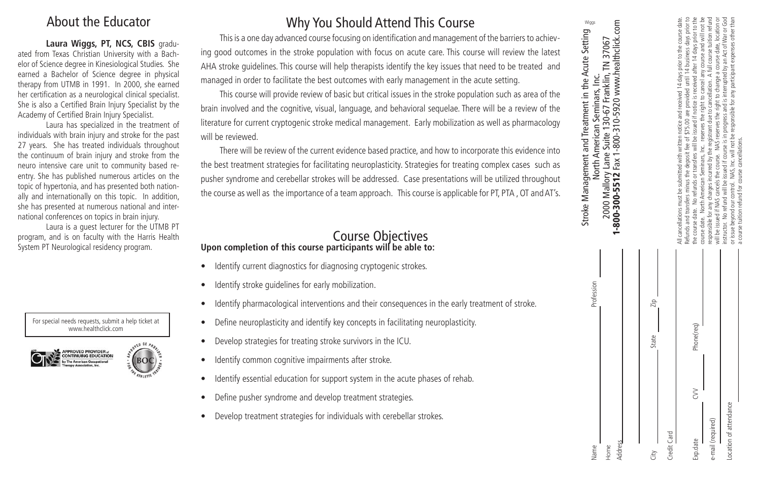## About the Educator

**Laura Wiggs, PT, NCS, CBIS** graduated from Texas Christian University with a Bachelor of Science degree in Kinesiological Studies. She earned a Bachelor of Science degree in physical therapy from UTMB in 1991. In 2000, she earned her certification as a neurological clinical specialist. She is also a Certified Brain Injury Specialist by the Academy of Certified Brain Injury Specialist.

Laura has specialized in the treatment of individuals with brain injury and stroke for the past 27 years. She has treated individuals throughout the continuum of brain injury and stroke from the neuro intensive care unit to community based re-entry. She has published numerous articles on the topic of hypertonia, and has presented both nationally and internationally on this topic. In addition, she has presented at numerous national and international conferences on topics in brain injury.

Laura is a guest lecturer for the UTMB PT program, and is on faculty with the Harris Health System PT Neurological residency program.

For special needs requests, submit a help ticket at www.healthclick.com

APPROVED PROVIDER of CONTINUING EDUCATION by The American Occupational Therapy Association, Inc.

APPROVED CE PROVIDER FOR THE ATHLETIC TRAINER BOC

## Why You Should Attend This Course

This is a one day advanced course focusing on identification and management of the barriers to achieving good outcomes in the stroke population with focus on acute care. This course will review the latest AHA stroke guidelines. This course will help therapists identify the key issues that need to be treated and managed in order to facilitate the best outcomes with early management in the acute setting.

This course will provide review of basic but critical issues in the stroke population such as area of the brain involved and the cognitive, visual, language, and behavioral sequelae. There will be a review of the literature for current cryptogenic stroke medical management. Early mobilization as well as pharmacology will be reviewed.

There will be review of the current evidence based practice, and how to incorporate this evidence into the best treatment strategies for facilitating neuroplasticity. Strategies for treating complex cases such as pusher syndrome and cerebellar strokes will be addressed. Case presentations will be utilized throughout the course as well as the importance of a team approach. This course is applicable for PT, PTA , OT and AT's.

## Course Objectives

**Upon completion of this course participants will be able to:**

- Identify current diagnostics for diagnosing cryptogenic strokes.
- Identify stroke guidelines for early mobilization.
- Identify pharmacological interventions and their consequences in the early treatment of stroke.
- Define neuroplasticity and identify key concepts in facilitating neuroplasticity.
- Develop strategies for treating stroke survivors in the ICU.
- Identify common cognitive impairments after stroke.
- Identify essential education for support system in the acute phases of rehab.
- Define pusher syndrome and develop treatment strategies.
- Develop treatment strategies for individuals with cerebellar strokes.

Wiggs

Stroke Management and Treatment in the Acute Setting
North American Seminars, Inc.
2000 Mallory Lane Suite 130-67 Franklin, TN 37067
**1-800-300-5512** Fax 1-800-310-5920 www.healthclick.com

Name ____________ Profession ____________
Home Address ____________
City ____________ State ______ Zip ______
Credit Card ____________
Exp.date ______ CVV ______ Phone(req) ____________
e-mail (required) ____________
Location of attendance ____________

All cancellations must be submitted with written notice and received 14 days prior to the course date. Refunds and transfers minus the deposit fee of $75.00 are provided until 14 business days prior to the course date. No refunds or transfers will be issued if notice is received after 14 days prior to the course date. North American Seminars, Inc. reserves the right to cancel any course and will not be responsible for any charges incurred by the registrant due to cancellation. A full course tuition refund will be issued if NAS cancels the course. NAS reserves the right to change a course date, location or instructor. No refund will be issued if course is in progress and is interrupted by an Act of War or God or issue beyond our control. NAS, Inc. will not be responsible for any participant expenses other than a course tuition refund for course cancellations.